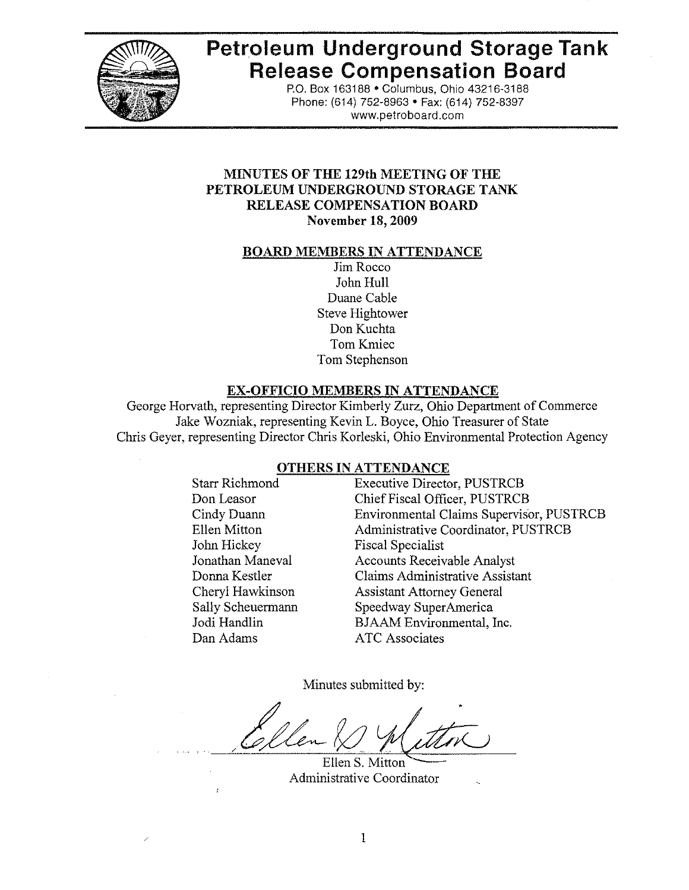# Petroleum Underground Storage Tank Release Compensation Board

P.O. Box 163188 • Columbus, Ohio 43216-3188
Phone: (614) 752-8963 • Fax: (614) 752-8397
www.petroboard.com

## MINUTES OF THE 129th MEETING OF THE PETROLEUM UNDERGROUND STORAGE TANK RELEASE COMPENSATION BOARD
**November 18, 2009**

### BOARD MEMBERS IN ATTENDANCE

Jim Rocco
John Hull
Duane Cable
Steve Hightower
Don Kuchta
Tom Kmiec
Tom Stephenson

### EX-OFFICIO MEMBERS IN ATTENDANCE

George Horvath, representing Director Kimberly Zurz, Ohio Department of Commerce
Jake Wozniak, representing Kevin L. Boyce, Ohio Treasurer of State
Chris Geyer, representing Director Chris Korleski, Ohio Environmental Protection Agency

### OTHERS IN ATTENDANCE

| | |
|---|---|
| Starr Richmond | Executive Director, PUSTRCB |
| Don Leasor | Chief Fiscal Officer, PUSTRCB |
| Cindy Duann | Environmental Claims Supervisor, PUSTRCB |
| Ellen Mitton | Administrative Coordinator, PUSTRCB |
| John Hickey | Fiscal Specialist |
| Jonathan Maneval | Accounts Receivable Analyst |
| Donna Kestler | Claims Administrative Assistant |
| Cheryl Hawkinson | Assistant Attorney General |
| Sally Scheuermann | Speedway SuperAmerica |
| Jodi Handlin | BJAAM Environmental, Inc. |
| Dan Adams | ATC Associates |

Minutes submitted by:

Ellen S. Mitton
Administrative Coordinator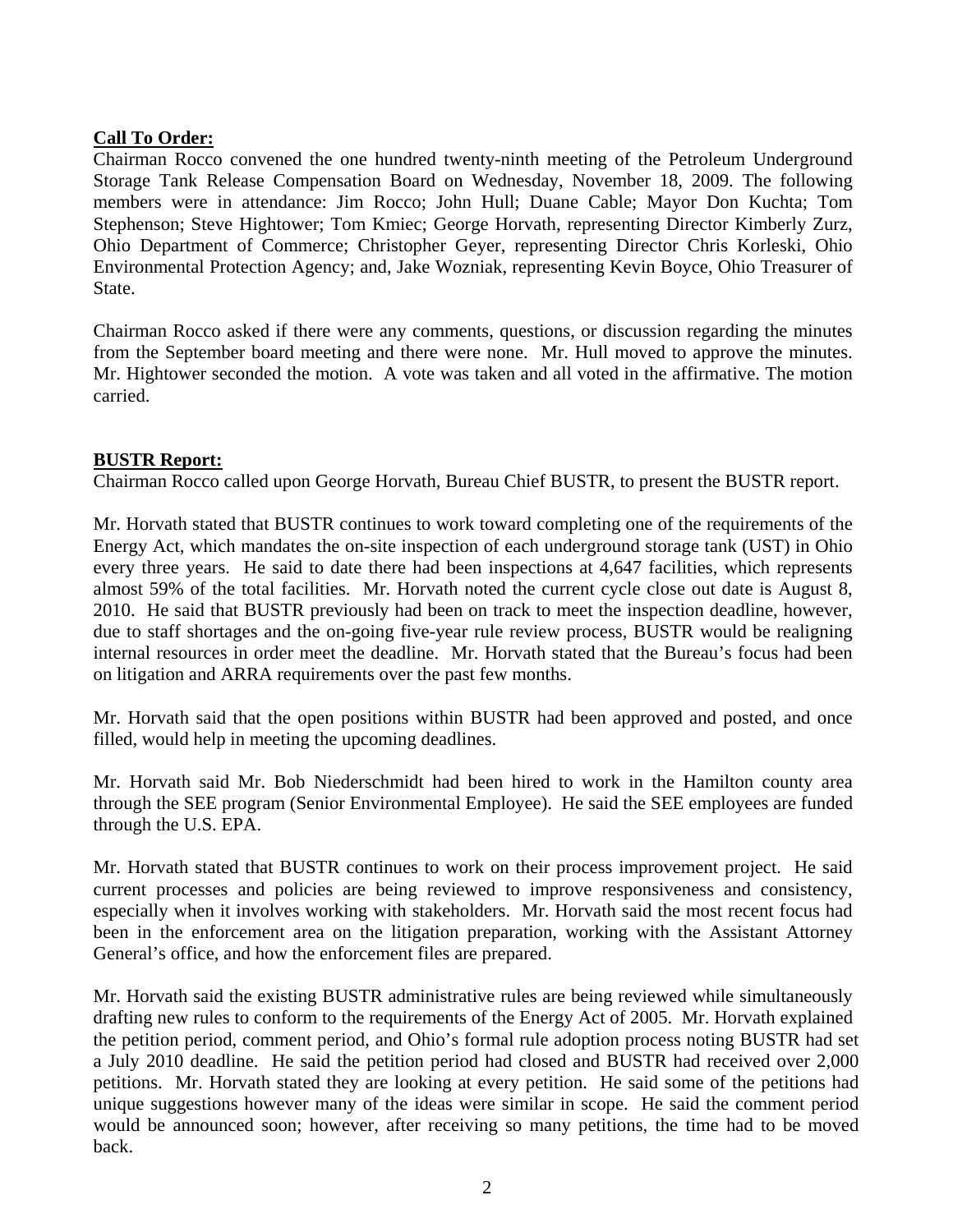**Call To Order:**
Chairman Rocco convened the one hundred twenty-ninth meeting of the Petroleum Underground Storage Tank Release Compensation Board on Wednesday, November 18, 2009. The following members were in attendance: Jim Rocco; John Hull; Duane Cable; Mayor Don Kuchta; Tom Stephenson; Steve Hightower; Tom Kmiec; George Horvath, representing Director Kimberly Zurz, Ohio Department of Commerce; Christopher Geyer, representing Director Chris Korleski, Ohio Environmental Protection Agency; and, Jake Wozniak, representing Kevin Boyce, Ohio Treasurer of State.

Chairman Rocco asked if there were any comments, questions, or discussion regarding the minutes from the September board meeting and there were none. Mr. Hull moved to approve the minutes. Mr. Hightower seconded the motion. A vote was taken and all voted in the affirmative. The motion carried.

**BUSTR Report:**
Chairman Rocco called upon George Horvath, Bureau Chief BUSTR, to present the BUSTR report.

Mr. Horvath stated that BUSTR continues to work toward completing one of the requirements of the Energy Act, which mandates the on-site inspection of each underground storage tank (UST) in Ohio every three years. He said to date there had been inspections at 4,647 facilities, which represents almost 59% of the total facilities. Mr. Horvath noted the current cycle close out date is August 8, 2010. He said that BUSTR previously had been on track to meet the inspection deadline, however, due to staff shortages and the on-going five-year rule review process, BUSTR would be realigning internal resources in order meet the deadline. Mr. Horvath stated that the Bureau's focus had been on litigation and ARRA requirements over the past few months.

Mr. Horvath said that the open positions within BUSTR had been approved and posted, and once filled, would help in meeting the upcoming deadlines.

Mr. Horvath said Mr. Bob Niederschmidt had been hired to work in the Hamilton county area through the SEE program (Senior Environmental Employee). He said the SEE employees are funded through the U.S. EPA.

Mr. Horvath stated that BUSTR continues to work on their process improvement project. He said current processes and policies are being reviewed to improve responsiveness and consistency, especially when it involves working with stakeholders. Mr. Horvath said the most recent focus had been in the enforcement area on the litigation preparation, working with the Assistant Attorney General's office, and how the enforcement files are prepared.

Mr. Horvath said the existing BUSTR administrative rules are being reviewed while simultaneously drafting new rules to conform to the requirements of the Energy Act of 2005. Mr. Horvath explained the petition period, comment period, and Ohio's formal rule adoption process noting BUSTR had set a July 2010 deadline. He said the petition period had closed and BUSTR had received over 2,000 petitions. Mr. Horvath stated they are looking at every petition. He said some of the petitions had unique suggestions however many of the ideas were similar in scope. He said the comment period would be announced soon; however, after receiving so many petitions, the time had to be moved back.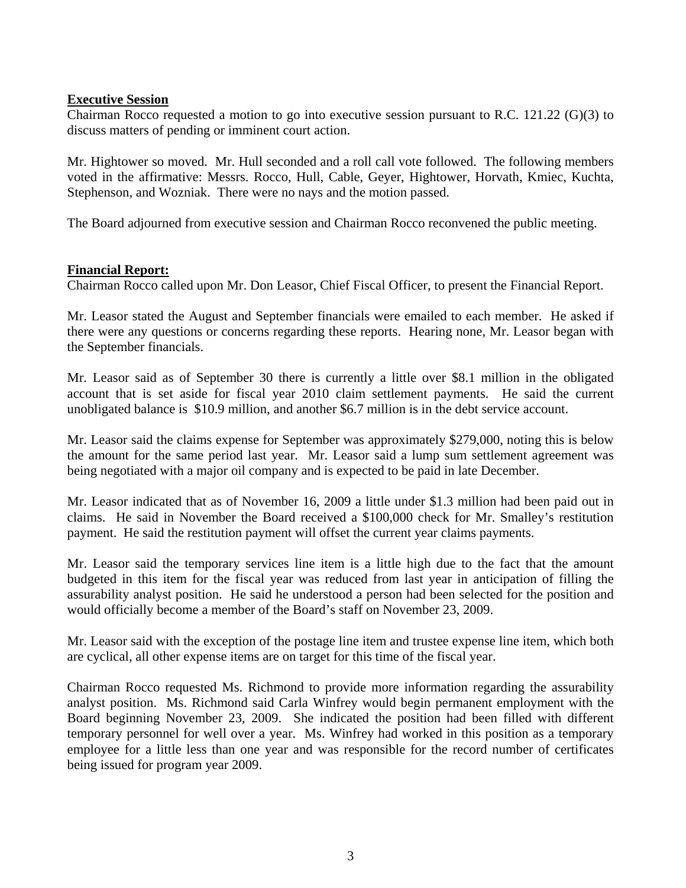**Executive Session**

Chairman Rocco requested a motion to go into executive session pursuant to R.C. 121.22 (G)(3) to discuss matters of pending or imminent court action.

Mr. Hightower so moved. Mr. Hull seconded and a roll call vote followed. The following members voted in the affirmative: Messrs. Rocco, Hull, Cable, Geyer, Hightower, Horvath, Kmiec, Kuchta, Stephenson, and Wozniak. There were no nays and the motion passed.

The Board adjourned from executive session and Chairman Rocco reconvened the public meeting.

**Financial Report:**

Chairman Rocco called upon Mr. Don Leasor, Chief Fiscal Officer, to present the Financial Report.

Mr. Leasor stated the August and September financials were emailed to each member. He asked if there were any questions or concerns regarding these reports. Hearing none, Mr. Leasor began with the September financials.

Mr. Leasor said as of September 30 there is currently a little over $8.1 million in the obligated account that is set aside for fiscal year 2010 claim settlement payments. He said the current unobligated balance is $10.9 million, and another $6.7 million is in the debt service account.

Mr. Leasor said the claims expense for September was approximately $279,000, noting this is below the amount for the same period last year. Mr. Leasor said a lump sum settlement agreement was being negotiated with a major oil company and is expected to be paid in late December.

Mr. Leasor indicated that as of November 16, 2009 a little under $1.3 million had been paid out in claims. He said in November the Board received a $100,000 check for Mr. Smalley's restitution payment. He said the restitution payment will offset the current year claims payments.

Mr. Leasor said the temporary services line item is a little high due to the fact that the amount budgeted in this item for the fiscal year was reduced from last year in anticipation of filling the assurability analyst position. He said he understood a person had been selected for the position and would officially become a member of the Board's staff on November 23, 2009.

Mr. Leasor said with the exception of the postage line item and trustee expense line item, which both are cyclical, all other expense items are on target for this time of the fiscal year.

Chairman Rocco requested Ms. Richmond to provide more information regarding the assurability analyst position. Ms. Richmond said Carla Winfrey would begin permanent employment with the Board beginning November 23, 2009. She indicated the position had been filled with different temporary personnel for well over a year. Ms. Winfrey had worked in this position as a temporary employee for a little less than one year and was responsible for the record number of certificates being issued for program year 2009.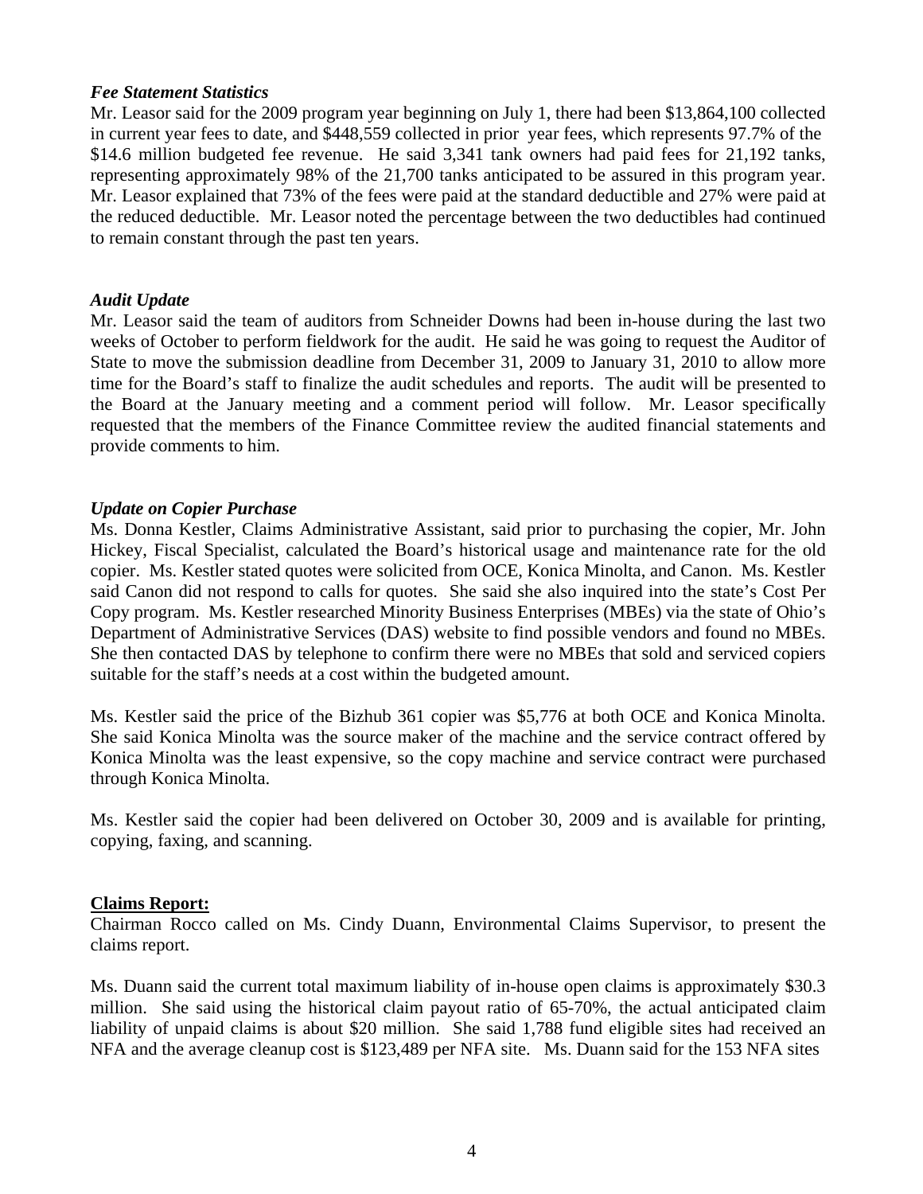*Fee Statement Statistics*

Mr. Leasor said for the 2009 program year beginning on July 1, there had been $13,864,100 collected in current year fees to date, and $448,559 collected in prior year fees, which represents 97.7% of the $14.6 million budgeted fee revenue. He said 3,341 tank owners had paid fees for 21,192 tanks, representing approximately 98% of the 21,700 tanks anticipated to be assured in this program year. Mr. Leasor explained that 73% of the fees were paid at the standard deductible and 27% were paid at the reduced deductible. Mr. Leasor noted the percentage between the two deductibles had continued to remain constant through the past ten years.

*Audit Update*

Mr. Leasor said the team of auditors from Schneider Downs had been in-house during the last two weeks of October to perform fieldwork for the audit. He said he was going to request the Auditor of State to move the submission deadline from December 31, 2009 to January 31, 2010 to allow more time for the Board's staff to finalize the audit schedules and reports. The audit will be presented to the Board at the January meeting and a comment period will follow. Mr. Leasor specifically requested that the members of the Finance Committee review the audited financial statements and provide comments to him.

*Update on Copier Purchase*

Ms. Donna Kestler, Claims Administrative Assistant, said prior to purchasing the copier, Mr. John Hickey, Fiscal Specialist, calculated the Board's historical usage and maintenance rate for the old copier. Ms. Kestler stated quotes were solicited from OCE, Konica Minolta, and Canon. Ms. Kestler said Canon did not respond to calls for quotes. She said she also inquired into the state's Cost Per Copy program. Ms. Kestler researched Minority Business Enterprises (MBEs) via the state of Ohio's Department of Administrative Services (DAS) website to find possible vendors and found no MBEs. She then contacted DAS by telephone to confirm there were no MBEs that sold and serviced copiers suitable for the staff's needs at a cost within the budgeted amount.

Ms. Kestler said the price of the Bizhub 361 copier was $5,776 at both OCE and Konica Minolta. She said Konica Minolta was the source maker of the machine and the service contract offered by Konica Minolta was the least expensive, so the copy machine and service contract were purchased through Konica Minolta.

Ms. Kestler said the copier had been delivered on October 30, 2009 and is available for printing, copying, faxing, and scanning.

**Claims Report:**

Chairman Rocco called on Ms. Cindy Duann, Environmental Claims Supervisor, to present the claims report.

Ms. Duann said the current total maximum liability of in-house open claims is approximately $30.3 million. She said using the historical claim payout ratio of 65-70%, the actual anticipated claim liability of unpaid claims is about $20 million. She said 1,788 fund eligible sites had received an NFA and the average cleanup cost is $123,489 per NFA site. Ms. Duann said for the 153 NFA sites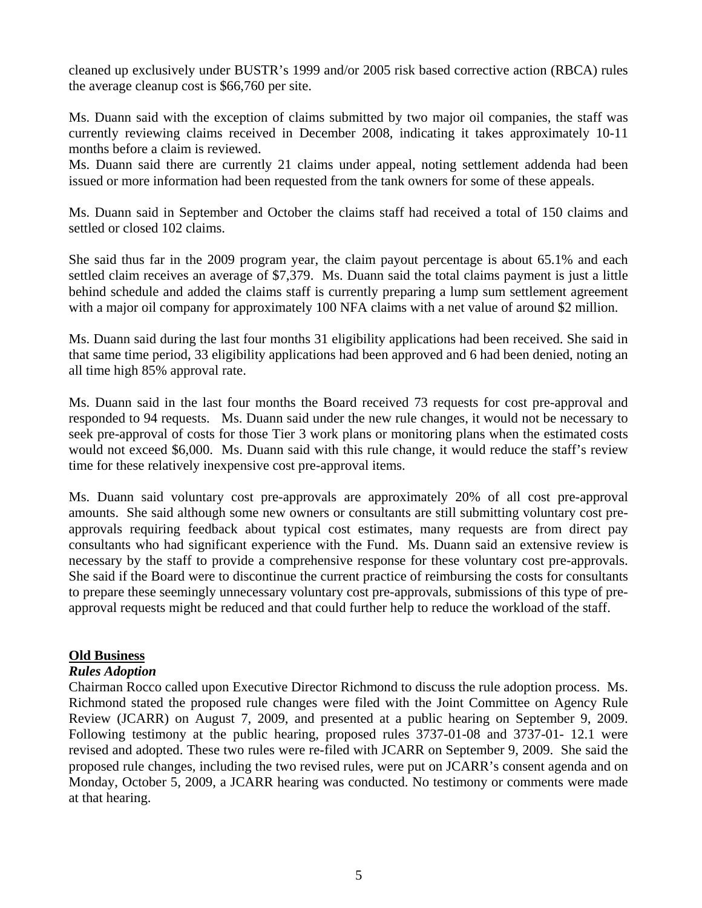cleaned up exclusively under BUSTR's 1999 and/or 2005 risk based corrective action (RBCA) rules the average cleanup cost is $66,760 per site.

Ms. Duann said with the exception of claims submitted by two major oil companies, the staff was currently reviewing claims received in December 2008, indicating it takes approximately 10-11 months before a claim is reviewed.

Ms. Duann said there are currently 21 claims under appeal, noting settlement addenda had been issued or more information had been requested from the tank owners for some of these appeals.

Ms. Duann said in September and October the claims staff had received a total of 150 claims and settled or closed 102 claims.

She said thus far in the 2009 program year, the claim payout percentage is about 65.1% and each settled claim receives an average of $7,379. Ms. Duann said the total claims payment is just a little behind schedule and added the claims staff is currently preparing a lump sum settlement agreement with a major oil company for approximately 100 NFA claims with a net value of around $2 million.

Ms. Duann said during the last four months 31 eligibility applications had been received. She said in that same time period, 33 eligibility applications had been approved and 6 had been denied, noting an all time high 85% approval rate.

Ms. Duann said in the last four months the Board received 73 requests for cost pre-approval and responded to 94 requests. Ms. Duann said under the new rule changes, it would not be necessary to seek pre-approval of costs for those Tier 3 work plans or monitoring plans when the estimated costs would not exceed $6,000. Ms. Duann said with this rule change, it would reduce the staff's review time for these relatively inexpensive cost pre-approval items.

Ms. Duann said voluntary cost pre-approvals are approximately 20% of all cost pre-approval amounts. She said although some new owners or consultants are still submitting voluntary cost pre-approvals requiring feedback about typical cost estimates, many requests are from direct pay consultants who had significant experience with the Fund. Ms. Duann said an extensive review is necessary by the staff to provide a comprehensive response for these voluntary cost pre-approvals. She said if the Board were to discontinue the current practice of reimbursing the costs for consultants to prepare these seemingly unnecessary voluntary cost pre-approvals, submissions of this type of pre-approval requests might be reduced and that could further help to reduce the workload of the staff.

## Old Business

### *Rules Adoption*

Chairman Rocco called upon Executive Director Richmond to discuss the rule adoption process. Ms. Richmond stated the proposed rule changes were filed with the Joint Committee on Agency Rule Review (JCARR) on August 7, 2009, and presented at a public hearing on September 9, 2009. Following testimony at the public hearing, proposed rules 3737-01-08 and 3737-01- 12.1 were revised and adopted. These two rules were re-filed with JCARR on September 9, 2009. She said the proposed rule changes, including the two revised rules, were put on JCARR's consent agenda and on Monday, October 5, 2009, a JCARR hearing was conducted. No testimony or comments were made at that hearing.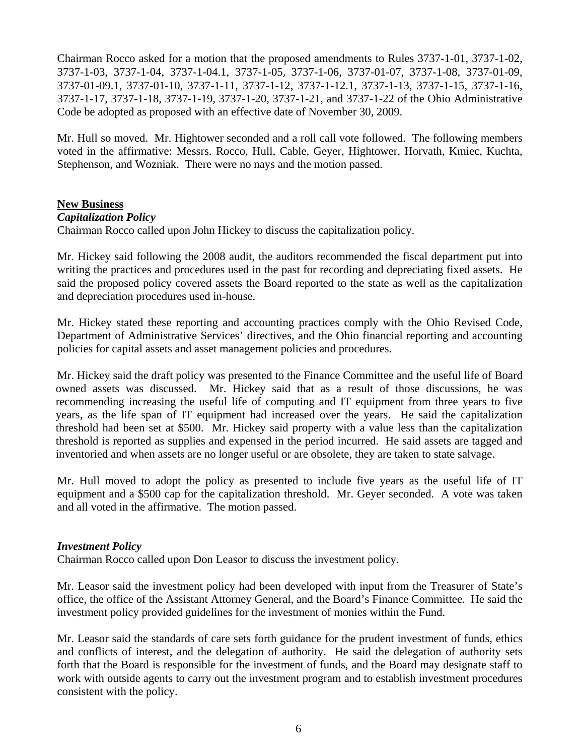Chairman Rocco asked for a motion that the proposed amendments to Rules 3737-1-01, 3737-1-02, 3737-1-03, 3737-1-04, 3737-1-04.1, 3737-1-05, 3737-1-06, 3737-01-07, 3737-1-08, 3737-01-09, 3737-01-09.1, 3737-01-10, 3737-1-11, 3737-1-12, 3737-1-12.1, 3737-1-13, 3737-1-15, 3737-1-16, 3737-1-17, 3737-1-18, 3737-1-19, 3737-1-20, 3737-1-21, and 3737-1-22 of the Ohio Administrative Code be adopted as proposed with an effective date of November 30, 2009.

Mr. Hull so moved. Mr. Hightower seconded and a roll call vote followed. The following members voted in the affirmative: Messrs. Rocco, Hull, Cable, Geyer, Hightower, Horvath, Kmiec, Kuchta, Stephenson, and Wozniak. There were no nays and the motion passed.

**New Business**

***Capitalization Policy***

Chairman Rocco called upon John Hickey to discuss the capitalization policy.

Mr. Hickey said following the 2008 audit, the auditors recommended the fiscal department put into writing the practices and procedures used in the past for recording and depreciating fixed assets. He said the proposed policy covered assets the Board reported to the state as well as the capitalization and depreciation procedures used in-house.

Mr. Hickey stated these reporting and accounting practices comply with the Ohio Revised Code, Department of Administrative Services' directives, and the Ohio financial reporting and accounting policies for capital assets and asset management policies and procedures.

Mr. Hickey said the draft policy was presented to the Finance Committee and the useful life of Board owned assets was discussed. Mr. Hickey said that as a result of those discussions, he was recommending increasing the useful life of computing and IT equipment from three years to five years, as the life span of IT equipment had increased over the years. He said the capitalization threshold had been set at $500. Mr. Hickey said property with a value less than the capitalization threshold is reported as supplies and expensed in the period incurred. He said assets are tagged and inventoried and when assets are no longer useful or are obsolete, they are taken to state salvage.

Mr. Hull moved to adopt the policy as presented to include five years as the useful life of IT equipment and a $500 cap for the capitalization threshold. Mr. Geyer seconded. A vote was taken and all voted in the affirmative. The motion passed.

***Investment Policy***

Chairman Rocco called upon Don Leasor to discuss the investment policy.

Mr. Leasor said the investment policy had been developed with input from the Treasurer of State's office, the office of the Assistant Attorney General, and the Board's Finance Committee. He said the investment policy provided guidelines for the investment of monies within the Fund.

Mr. Leasor said the standards of care sets forth guidance for the prudent investment of funds, ethics and conflicts of interest, and the delegation of authority. He said the delegation of authority sets forth that the Board is responsible for the investment of funds, and the Board may designate staff to work with outside agents to carry out the investment program and to establish investment procedures consistent with the policy.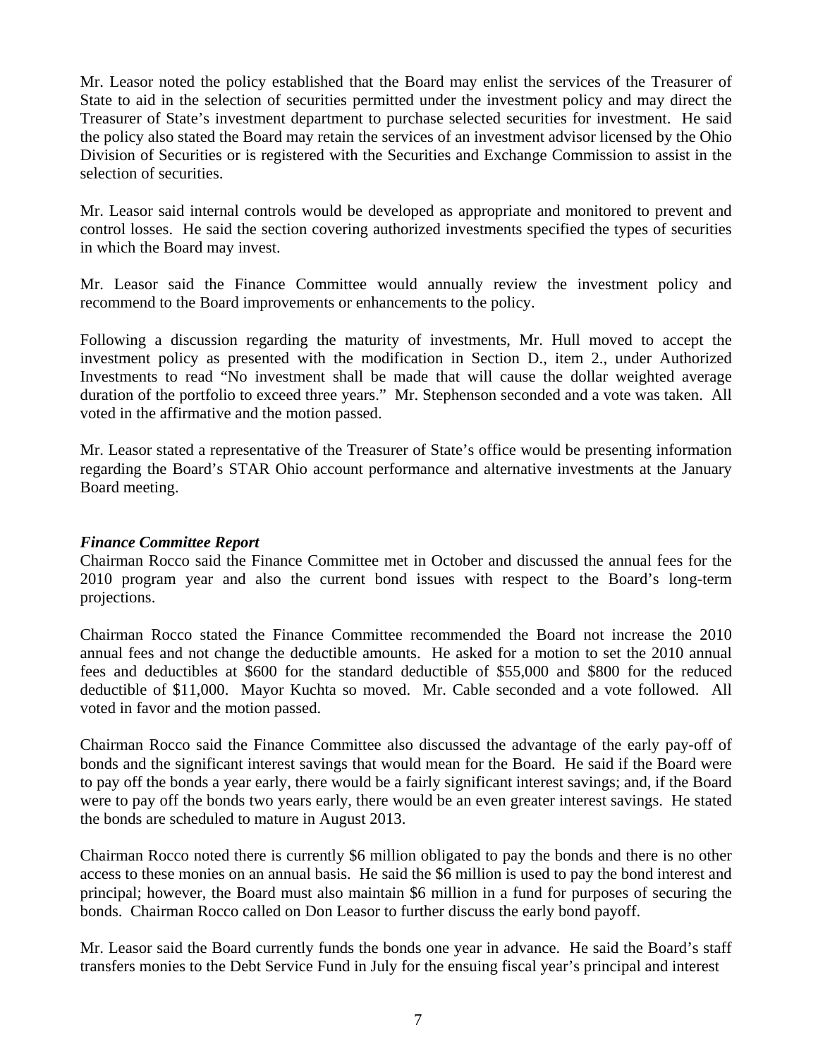Mr. Leasor noted the policy established that the Board may enlist the services of the Treasurer of State to aid in the selection of securities permitted under the investment policy and may direct the Treasurer of State's investment department to purchase selected securities for investment. He said the policy also stated the Board may retain the services of an investment advisor licensed by the Ohio Division of Securities or is registered with the Securities and Exchange Commission to assist in the selection of securities.

Mr. Leasor said internal controls would be developed as appropriate and monitored to prevent and control losses. He said the section covering authorized investments specified the types of securities in which the Board may invest.

Mr. Leasor said the Finance Committee would annually review the investment policy and recommend to the Board improvements or enhancements to the policy.

Following a discussion regarding the maturity of investments, Mr. Hull moved to accept the investment policy as presented with the modification in Section D., item 2., under Authorized Investments to read "No investment shall be made that will cause the dollar weighted average duration of the portfolio to exceed three years." Mr. Stephenson seconded and a vote was taken. All voted in the affirmative and the motion passed.

Mr. Leasor stated a representative of the Treasurer of State's office would be presenting information regarding the Board's STAR Ohio account performance and alternative investments at the January Board meeting.

***Finance Committee Report***

Chairman Rocco said the Finance Committee met in October and discussed the annual fees for the 2010 program year and also the current bond issues with respect to the Board's long-term projections.

Chairman Rocco stated the Finance Committee recommended the Board not increase the 2010 annual fees and not change the deductible amounts. He asked for a motion to set the 2010 annual fees and deductibles at $600 for the standard deductible of $55,000 and $800 for the reduced deductible of $11,000. Mayor Kuchta so moved. Mr. Cable seconded and a vote followed. All voted in favor and the motion passed.

Chairman Rocco said the Finance Committee also discussed the advantage of the early pay-off of bonds and the significant interest savings that would mean for the Board. He said if the Board were to pay off the bonds a year early, there would be a fairly significant interest savings; and, if the Board were to pay off the bonds two years early, there would be an even greater interest savings. He stated the bonds are scheduled to mature in August 2013.

Chairman Rocco noted there is currently $6 million obligated to pay the bonds and there is no other access to these monies on an annual basis. He said the $6 million is used to pay the bond interest and principal; however, the Board must also maintain $6 million in a fund for purposes of securing the bonds. Chairman Rocco called on Don Leasor to further discuss the early bond payoff.

Mr. Leasor said the Board currently funds the bonds one year in advance. He said the Board's staff transfers monies to the Debt Service Fund in July for the ensuing fiscal year's principal and interest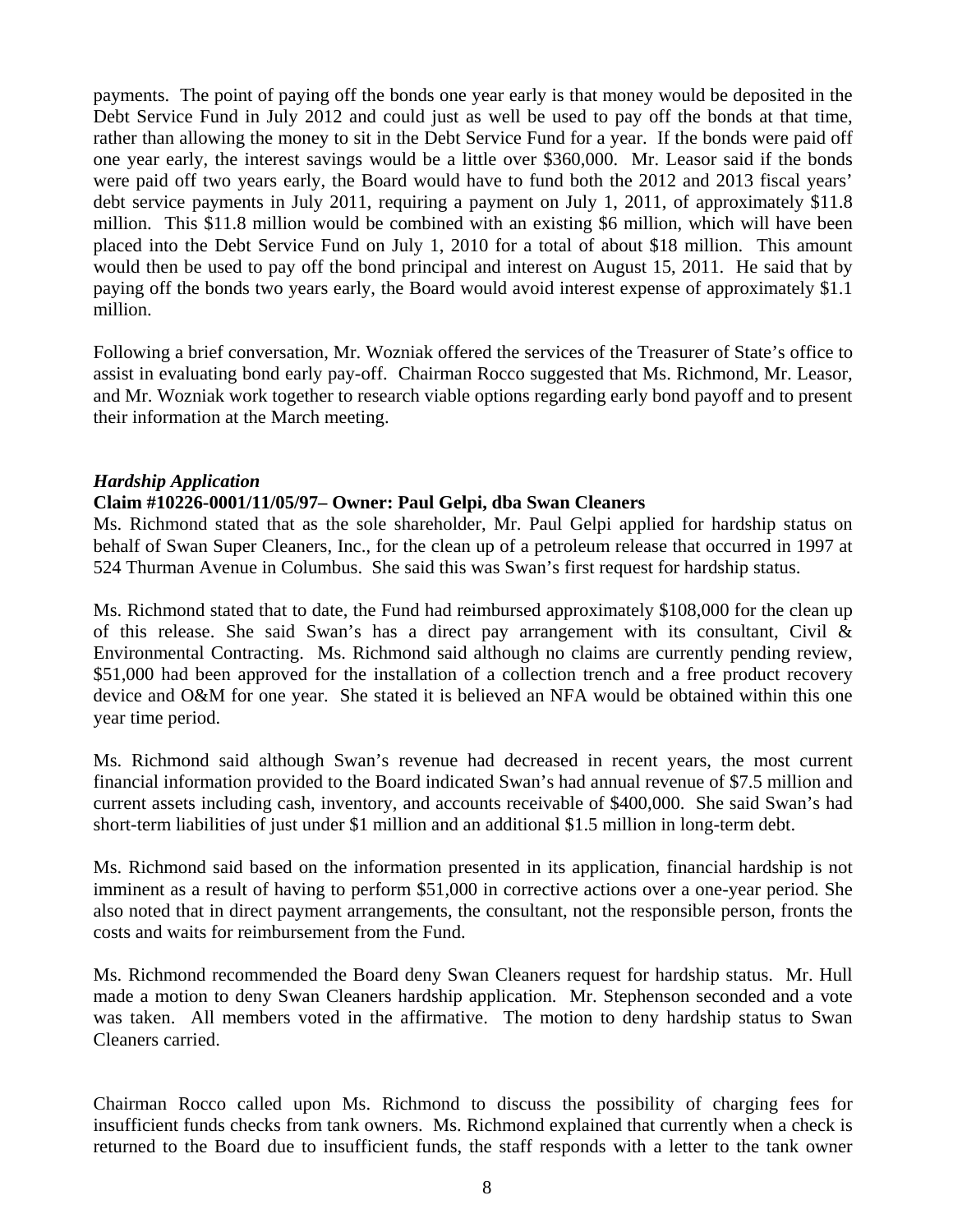payments. The point of paying off the bonds one year early is that money would be deposited in the Debt Service Fund in July 2012 and could just as well be used to pay off the bonds at that time, rather than allowing the money to sit in the Debt Service Fund for a year. If the bonds were paid off one year early, the interest savings would be a little over $360,000. Mr. Leasor said if the bonds were paid off two years early, the Board would have to fund both the 2012 and 2013 fiscal years' debt service payments in July 2011, requiring a payment on July 1, 2011, of approximately $11.8 million. This $11.8 million would be combined with an existing $6 million, which will have been placed into the Debt Service Fund on July 1, 2010 for a total of about $18 million. This amount would then be used to pay off the bond principal and interest on August 15, 2011. He said that by paying off the bonds two years early, the Board would avoid interest expense of approximately $1.1 million.

Following a brief conversation, Mr. Wozniak offered the services of the Treasurer of State's office to assist in evaluating bond early pay-off. Chairman Rocco suggested that Ms. Richmond, Mr. Leasor, and Mr. Wozniak work together to research viable options regarding early bond payoff and to present their information at the March meeting.

***Hardship Application***

**Claim #10226-0001/11/05/97– Owner: Paul Gelpi, dba Swan Cleaners**

Ms. Richmond stated that as the sole shareholder, Mr. Paul Gelpi applied for hardship status on behalf of Swan Super Cleaners, Inc., for the clean up of a petroleum release that occurred in 1997 at 524 Thurman Avenue in Columbus. She said this was Swan's first request for hardship status.

Ms. Richmond stated that to date, the Fund had reimbursed approximately $108,000 for the clean up of this release. She said Swan's has a direct pay arrangement with its consultant, Civil & Environmental Contracting. Ms. Richmond said although no claims are currently pending review, $51,000 had been approved for the installation of a collection trench and a free product recovery device and O&M for one year. She stated it is believed an NFA would be obtained within this one year time period.

Ms. Richmond said although Swan's revenue had decreased in recent years, the most current financial information provided to the Board indicated Swan's had annual revenue of $7.5 million and current assets including cash, inventory, and accounts receivable of $400,000. She said Swan's had short-term liabilities of just under $1 million and an additional $1.5 million in long-term debt.

Ms. Richmond said based on the information presented in its application, financial hardship is not imminent as a result of having to perform $51,000 in corrective actions over a one-year period. She also noted that in direct payment arrangements, the consultant, not the responsible person, fronts the costs and waits for reimbursement from the Fund.

Ms. Richmond recommended the Board deny Swan Cleaners request for hardship status. Mr. Hull made a motion to deny Swan Cleaners hardship application. Mr. Stephenson seconded and a vote was taken. All members voted in the affirmative. The motion to deny hardship status to Swan Cleaners carried.

Chairman Rocco called upon Ms. Richmond to discuss the possibility of charging fees for insufficient funds checks from tank owners. Ms. Richmond explained that currently when a check is returned to the Board due to insufficient funds, the staff responds with a letter to the tank owner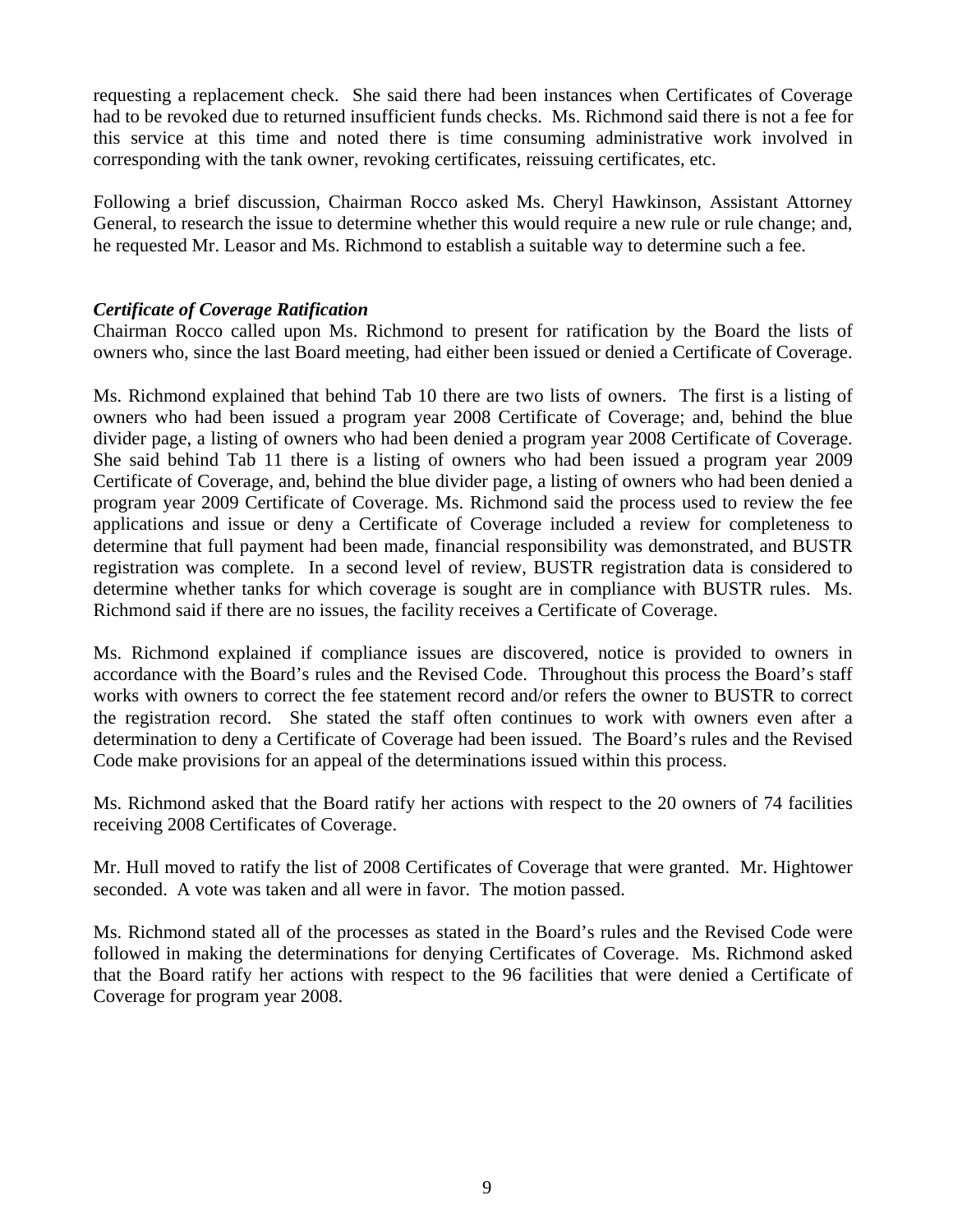requesting a replacement check. She said there had been instances when Certificates of Coverage had to be revoked due to returned insufficient funds checks. Ms. Richmond said there is not a fee for this service at this time and noted there is time consuming administrative work involved in corresponding with the tank owner, revoking certificates, reissuing certificates, etc.

Following a brief discussion, Chairman Rocco asked Ms. Cheryl Hawkinson, Assistant Attorney General, to research the issue to determine whether this would require a new rule or rule change; and, he requested Mr. Leasor and Ms. Richmond to establish a suitable way to determine such a fee.

***Certificate of Coverage Ratification***

Chairman Rocco called upon Ms. Richmond to present for ratification by the Board the lists of owners who, since the last Board meeting, had either been issued or denied a Certificate of Coverage.

Ms. Richmond explained that behind Tab 10 there are two lists of owners. The first is a listing of owners who had been issued a program year 2008 Certificate of Coverage; and, behind the blue divider page, a listing of owners who had been denied a program year 2008 Certificate of Coverage. She said behind Tab 11 there is a listing of owners who had been issued a program year 2009 Certificate of Coverage, and, behind the blue divider page, a listing of owners who had been denied a program year 2009 Certificate of Coverage. Ms. Richmond said the process used to review the fee applications and issue or deny a Certificate of Coverage included a review for completeness to determine that full payment had been made, financial responsibility was demonstrated, and BUSTR registration was complete. In a second level of review, BUSTR registration data is considered to determine whether tanks for which coverage is sought are in compliance with BUSTR rules. Ms. Richmond said if there are no issues, the facility receives a Certificate of Coverage.

Ms. Richmond explained if compliance issues are discovered, notice is provided to owners in accordance with the Board's rules and the Revised Code. Throughout this process the Board's staff works with owners to correct the fee statement record and/or refers the owner to BUSTR to correct the registration record. She stated the staff often continues to work with owners even after a determination to deny a Certificate of Coverage had been issued. The Board's rules and the Revised Code make provisions for an appeal of the determinations issued within this process.

Ms. Richmond asked that the Board ratify her actions with respect to the 20 owners of 74 facilities receiving 2008 Certificates of Coverage.

Mr. Hull moved to ratify the list of 2008 Certificates of Coverage that were granted. Mr. Hightower seconded. A vote was taken and all were in favor. The motion passed.

Ms. Richmond stated all of the processes as stated in the Board's rules and the Revised Code were followed in making the determinations for denying Certificates of Coverage. Ms. Richmond asked that the Board ratify her actions with respect to the 96 facilities that were denied a Certificate of Coverage for program year 2008.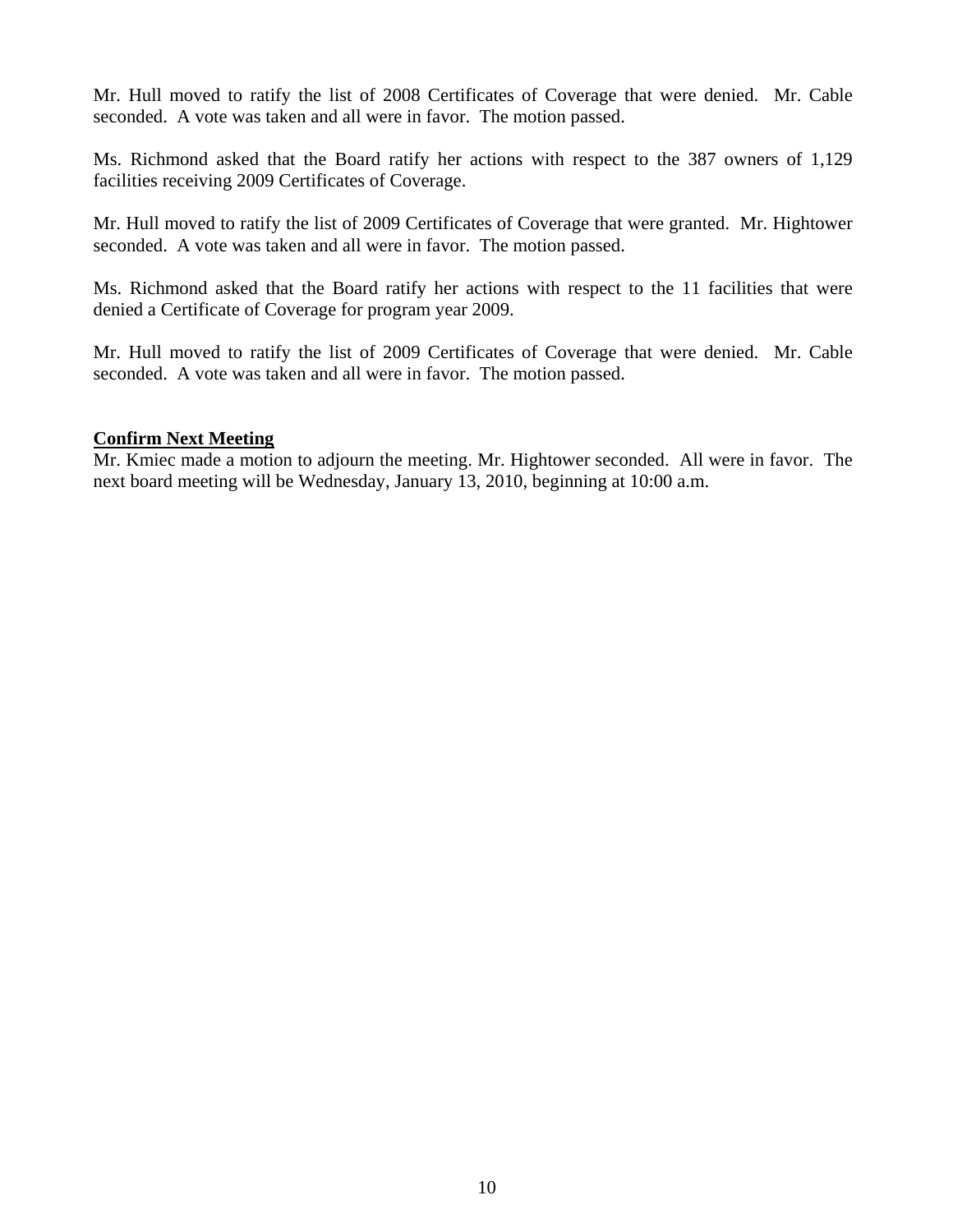Mr. Hull moved to ratify the list of 2008 Certificates of Coverage that were denied. Mr. Cable seconded. A vote was taken and all were in favor. The motion passed.

Ms. Richmond asked that the Board ratify her actions with respect to the 387 owners of 1,129 facilities receiving 2009 Certificates of Coverage.

Mr. Hull moved to ratify the list of 2009 Certificates of Coverage that were granted. Mr. Hightower seconded. A vote was taken and all were in favor. The motion passed.

Ms. Richmond asked that the Board ratify her actions with respect to the 11 facilities that were denied a Certificate of Coverage for program year 2009.

Mr. Hull moved to ratify the list of 2009 Certificates of Coverage that were denied. Mr. Cable seconded. A vote was taken and all were in favor. The motion passed.

**Confirm Next Meeting**

Mr. Kmiec made a motion to adjourn the meeting. Mr. Hightower seconded. All were in favor. The next board meeting will be Wednesday, January 13, 2010, beginning at 10:00 a.m.